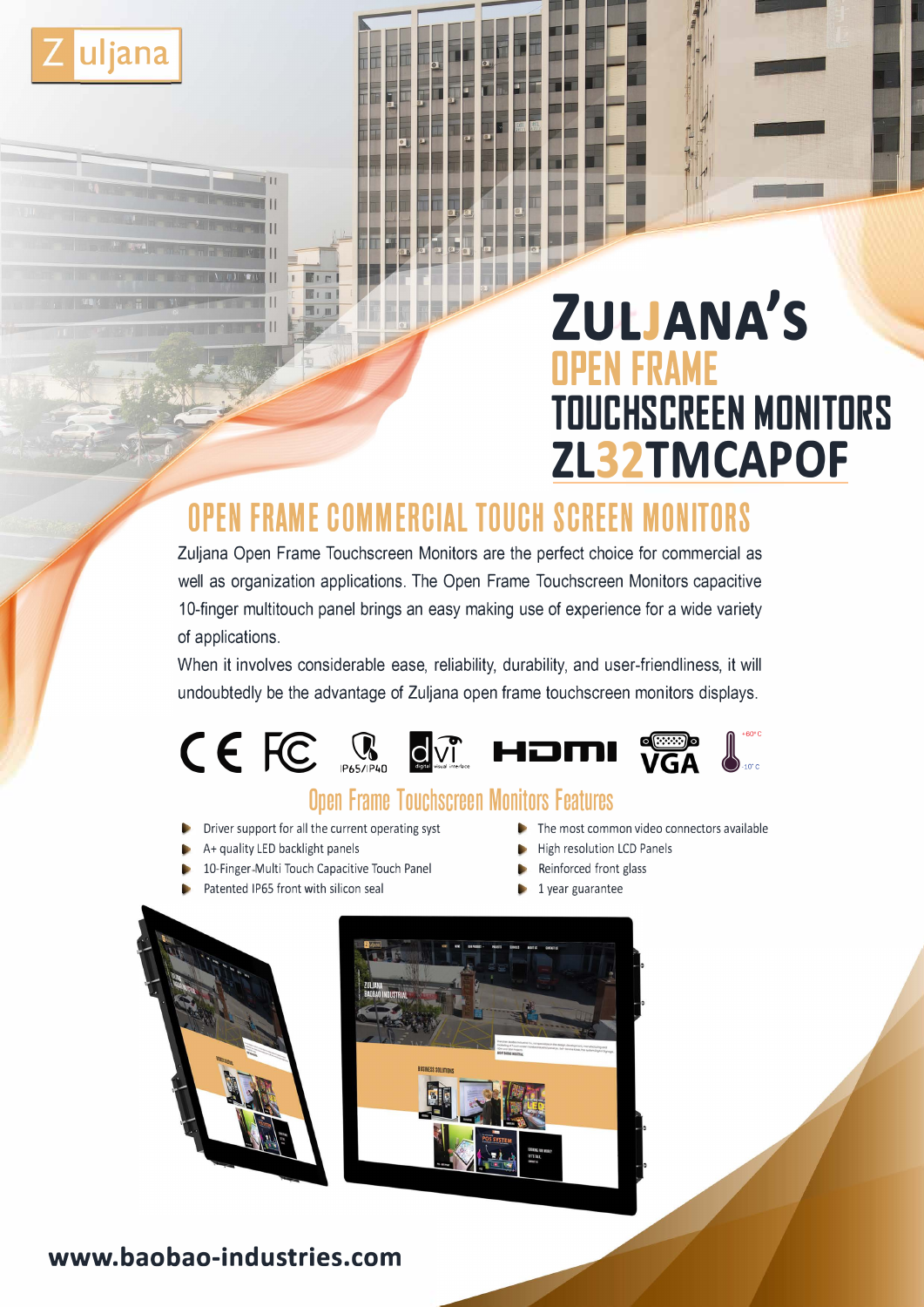Zuljana

# ZULJANA'S OPEN FRAME TOUCHSCREEN MONITORS ZL32TMCAPOF

## OPEN FRAME COMMERCIAL TOUCH SCREEN MONITORS

Zuljana Open Frame Touchscreen Monitors are the perfect choice for commercial as well as organization applications. The Open Frame Touchscreen Monitors capacitive 10-finger multitouch panel brings an easy making use of experience for a wide variety of applications.

When it involves considerable ease, reliability, durability, and user-friendliness, it will undoubtedly be the advantage of Zuljana open frame touchscreen monitors displays.

CE FC IP65/IP40 dvi HDMI VGA +60°C 10°C

### Open Frame Touchscreen Monitors Features

- Driver support for all the current operating syst
- A+ quality LED backlight panels
- 10-Finger-Multi Touch Capacitive Touch Panel
- Patented IP65 front with silicon seal
- The most common video connectors available
- High resolution LCD Panels
- Reinforced front glass
- 1 year guarantee

www.baobao-industries.com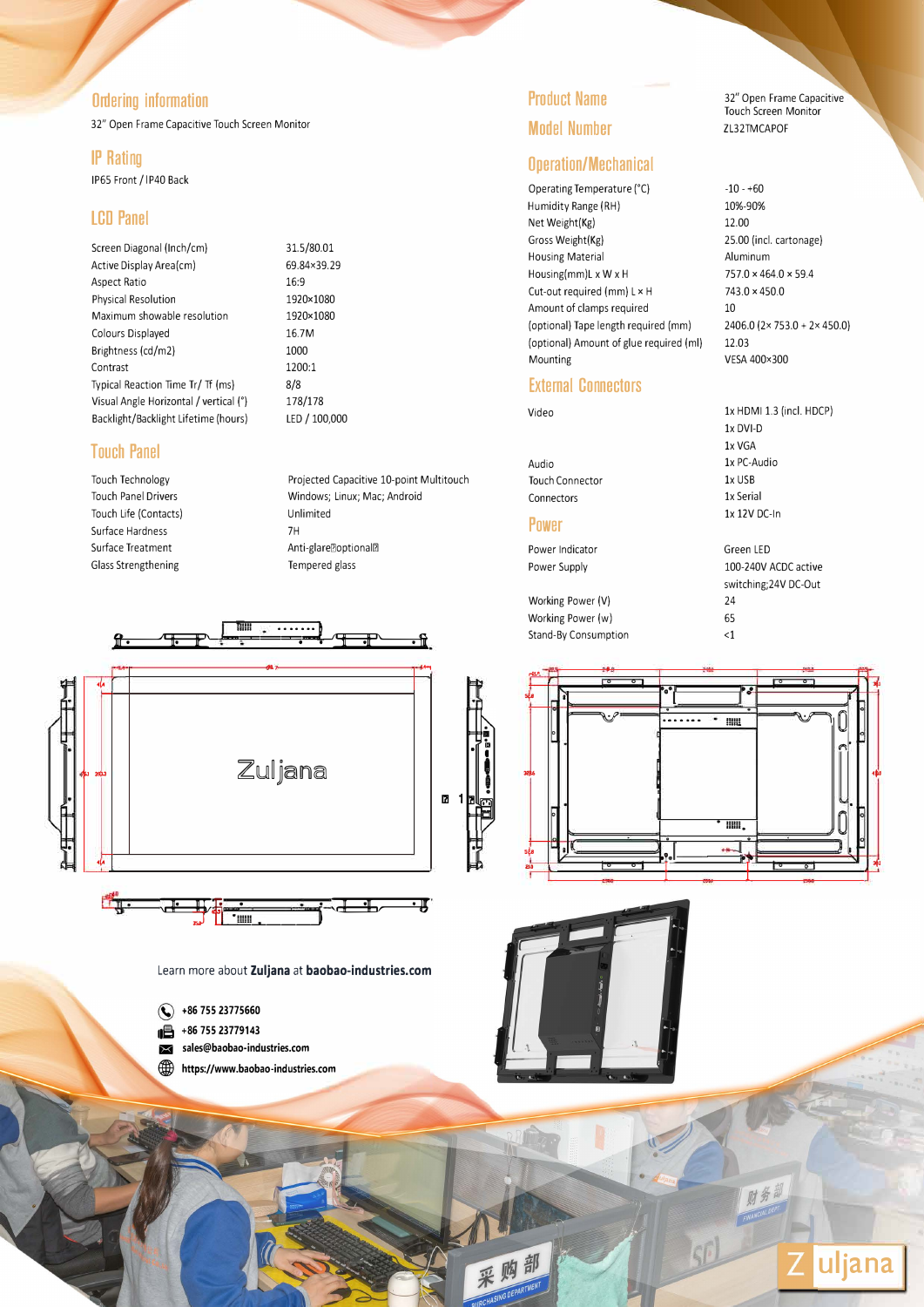## Ordering information

32" Open Frame Capacitive Touch Screen Monitor

## IP Rating

IP65 Front / IP40 Back

## LCD Panel

| | |
|---|---|
| Screen Diagonal (Inch/cm) | 31.5/80.01 |
| Active Display Area(cm) | 69.84×39.29 |
| Aspect Ratio | 16:9 |
| Physical Resolution | 1920×1080 |
| Maximum showable resolution | 1920×1080 |
| Colours Displayed | 16.7M |
| Brightness (cd/m2) | 1000 |
| Contrast | 1200:1 |
| Typical Reaction Time Tr/ Tf (ms) | 8/8 |
| Visual Angle Horizontal / vertical (°) | 178/178 |
| Backlight/Backlight Lifetime (hours) | LED / 100,000 |

## Touch Panel

| | |
|---|---|
| Touch Technology | Projected Capacitive 10-point Multitouch |
| Touch Panel Drivers | Windows; Linux; Mac; Android |
| Touch Life (Contacts) | Unlimited |
| Surface Hardness | 7H |
| Surface Treatment | Anti-glare(optional) |
| Glass Strengthening | Tempered glass |

## Product Name

32" Open Frame Capacitive Touch Screen Monitor

## Model Number

ZL32TMCAPOF

## Operation/Mechanical

| | |
|---|---|
| Operating Temperature (°C) | -10 - +60 |
| Humidity Range (RH) | 10%-90% |
| Net Weight(Kg) | 12.00 |
| Gross Weight(Kg) | 25.00 (incl. cartonage) |
| Housing Material | Aluminum |
| Housing(mm)L x W x H | 757.0 × 464.0 × 59.4 |
| Cut-out required (mm) L × H | 743.0 × 450.0 |
| Amount of clamps required | 10 |
| (optional) Tape length required (mm) | 2406.0 (2× 753.0 + 2× 450.0) |
| (optional) Amount of glue required (ml) | 12.03 |
| Mounting | VESA 400×300 |

## External Connectors

| | |
|---|---|
| Video | 1x HDMI 1.3 (incl. HDCP)<br>1x DVI-D<br>1x VGA |
| Audio | 1x PC-Audio |
| Touch Connector | 1x USB |
| Connectors | 1x Serial<br>1x 12V DC-In |

## Power

| | |
|---|---|
| Power Indicator | Green LED |
| Power Supply | 100-240V ACDC active switching;24V DC-Out |
| Working Power (V) | 24 |
| Working Power (w) | 65 |
| Stand-By Consumption | <1 |

Learn more about **Zuljana** at **baobao-industries.com**

**+86 755 23775660**

**+86 755 23779143**

**sales@baobao-industries.com**

**https://www.baobao-industries.com**